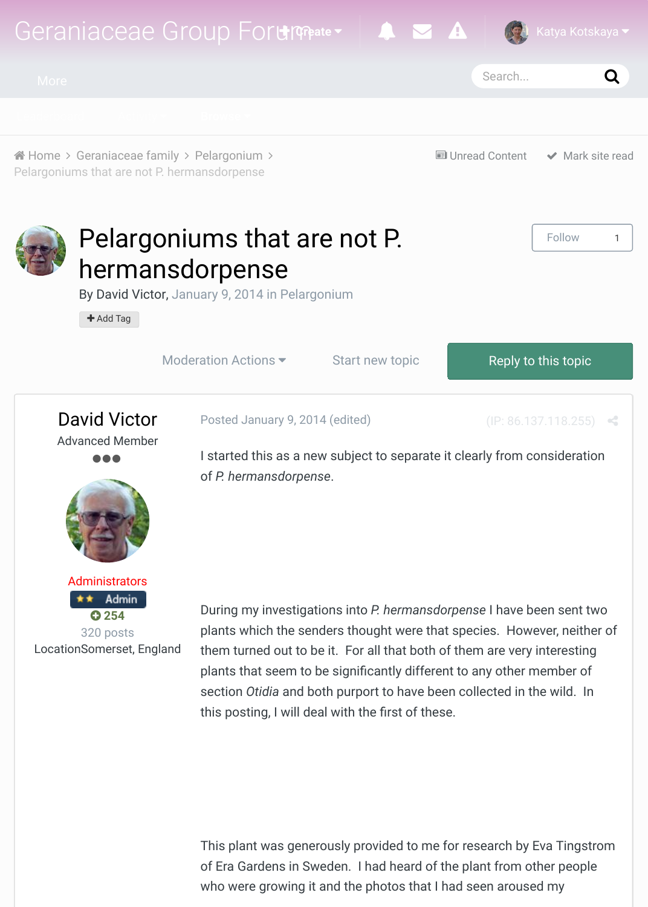Home > Geraniaceae family > Pelargonium > Pelargoniums that are not P. hermansdorpense

# Pelargoniums that are not P. hermansdorpense

By David Victor, January 9, 2014 in Pelargonium

**David Victor**
Advanced Member
Administrators
Admin
254
320 posts
LocationSomerset, England

Posted January 9, 2014 (edited)

I started this as a new subject to separate it clearly from consideration of *P. hermansdorpense*.

During my investigations into *P. hermansdorpense* I have been sent two plants which the senders thought were that species. However, neither of them turned out to be it. For all that both of them are very interesting plants that seem to be significantly different to any other member of section *Otidia* and both purport to have been collected in the wild. In this posting, I will deal with the first of these.

This plant was generously provided to me for research by Eva Tingstrom of Era Gardens in Sweden. I had heard of the plant from other people who were growing it and the photos that I had seen aroused my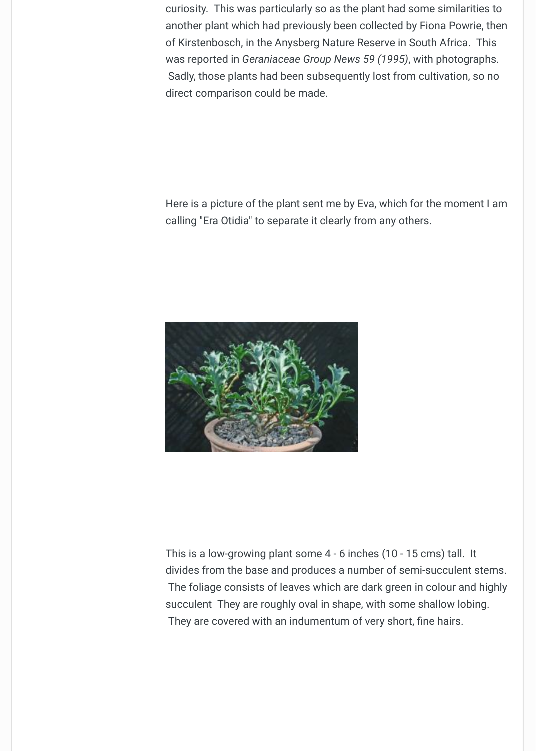curiosity.  This was particularly so as the plant had some similarities to another plant which had previously been collected by Fiona Powrie, then of Kirstenbosch, in the Anysberg Nature Reserve in South Africa.  This was reported in *Geraniaceae Group News 59 (1995)*, with photographs.  Sadly, those plants had been subsequently lost from cultivation, so no direct comparison could be made.

Here is a picture of the plant sent me by Eva, which for the moment I am calling "Era Otidia" to separate it clearly from any others.

This is a low-growing plant some 4 - 6 inches (10 - 15 cms) tall.  It divides from the base and produces a number of semi-succulent stems.  The foliage consists of leaves which are dark green in colour and highly succulent  They are roughly oval in shape, with some shallow lobing.  They are covered with an indumentum of very short, fine hairs.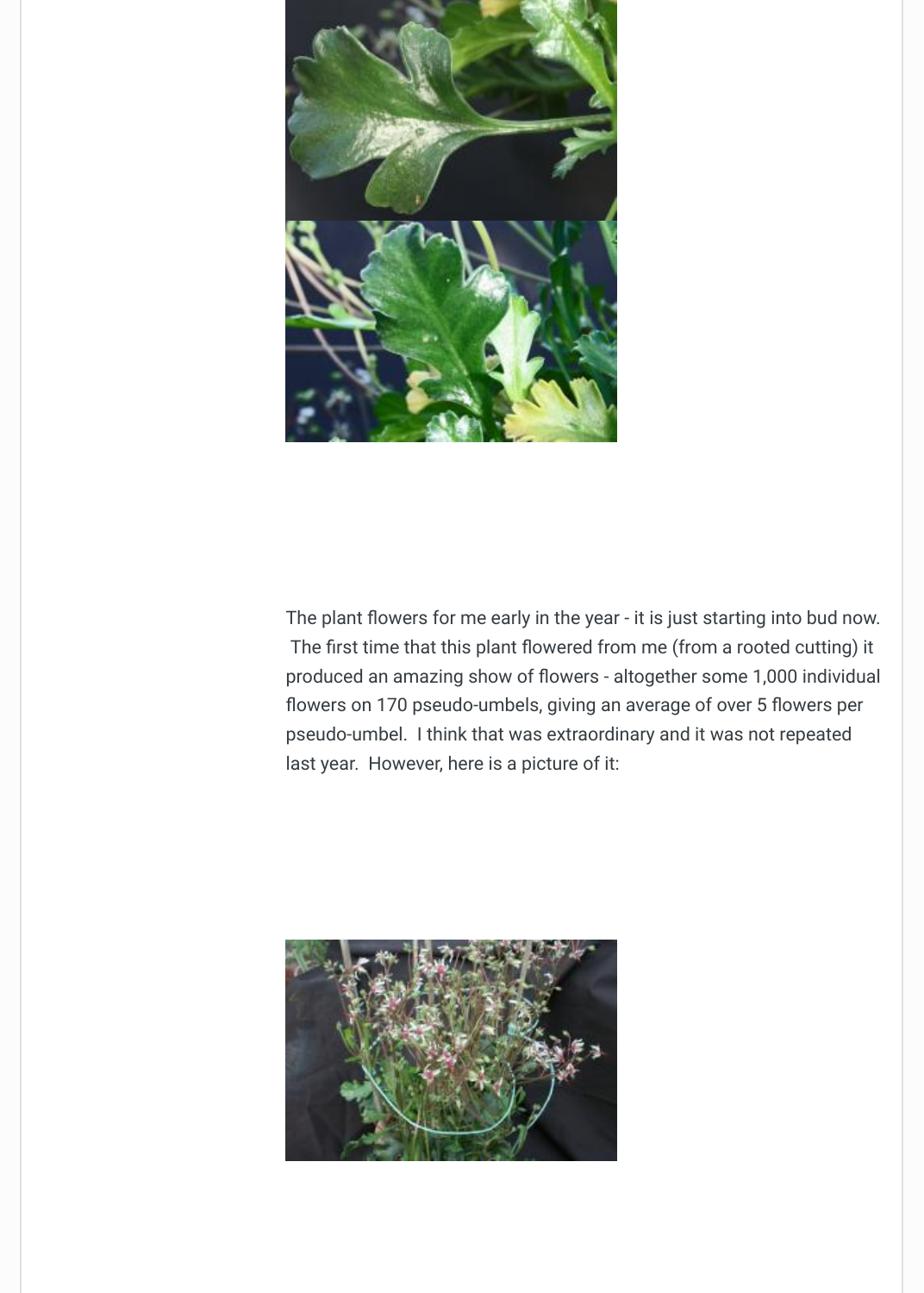The plant flowers for me early in the year - it is just starting into bud now. The first time that this plant flowered from me (from a rooted cutting) it produced an amazing show of flowers - altogether some 1,000 individual flowers on 170 pseudo-umbels, giving an average of over 5 flowers per pseudo-umbel. I think that was extraordinary and it was not repeated last year. However, here is a picture of it: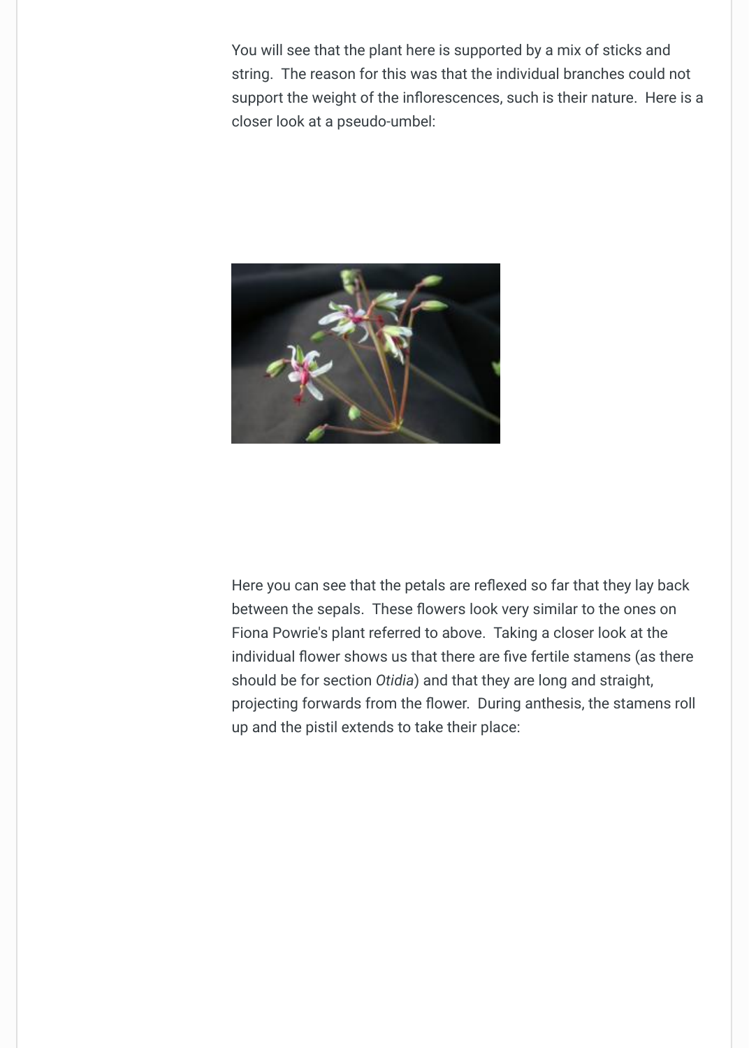You will see that the plant here is supported by a mix of sticks and string. The reason for this was that the individual branches could not support the weight of the inflorescences, such is their nature. Here is a closer look at a pseudo-umbel:

Here you can see that the petals are reflexed so far that they lay back between the sepals. These flowers look very similar to the ones on Fiona Powrie's plant referred to above. Taking a closer look at the individual flower shows us that there are five fertile stamens (as there should be for section *Otidia*) and that they are long and straight, projecting forwards from the flower. During anthesis, the stamens roll up and the pistil extends to take their place: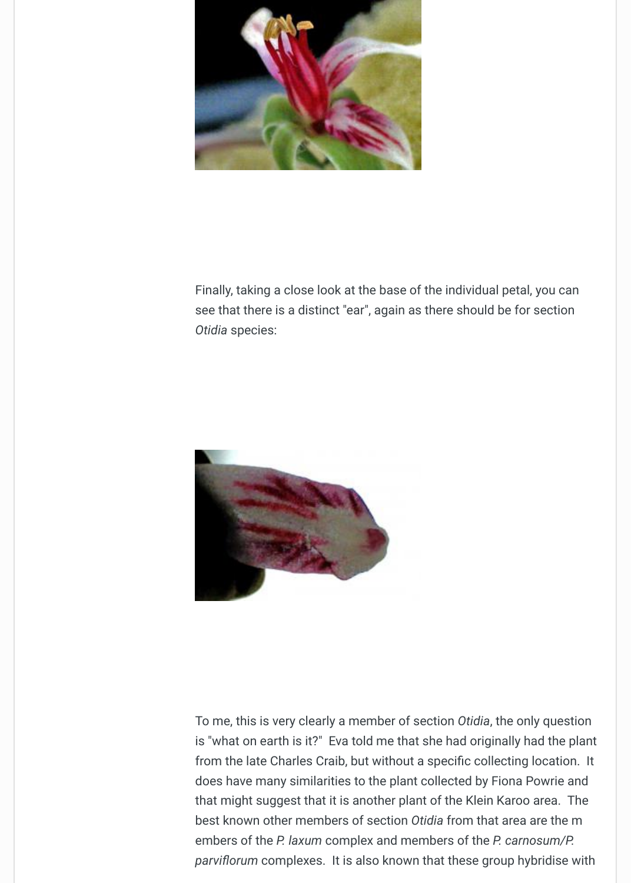Finally, taking a close look at the base of the individual petal, you can see that there is a distinct "ear", again as there should be for section *Otidia* species:

To me, this is very clearly a member of section *Otidia*, the only question is "what on earth is it?" Eva told me that she had originally had the plant from the late Charles Craib, but without a specific collecting location. It does have many similarities to the plant collected by Fiona Powrie and that might suggest that it is another plant of the Klein Karoo area. The best known other members of section *Otidia* from that area are the m embers of the *P. laxum* complex and members of the *P. carnosum/P. parviflorum* complexes. It is also known that these group hybridise with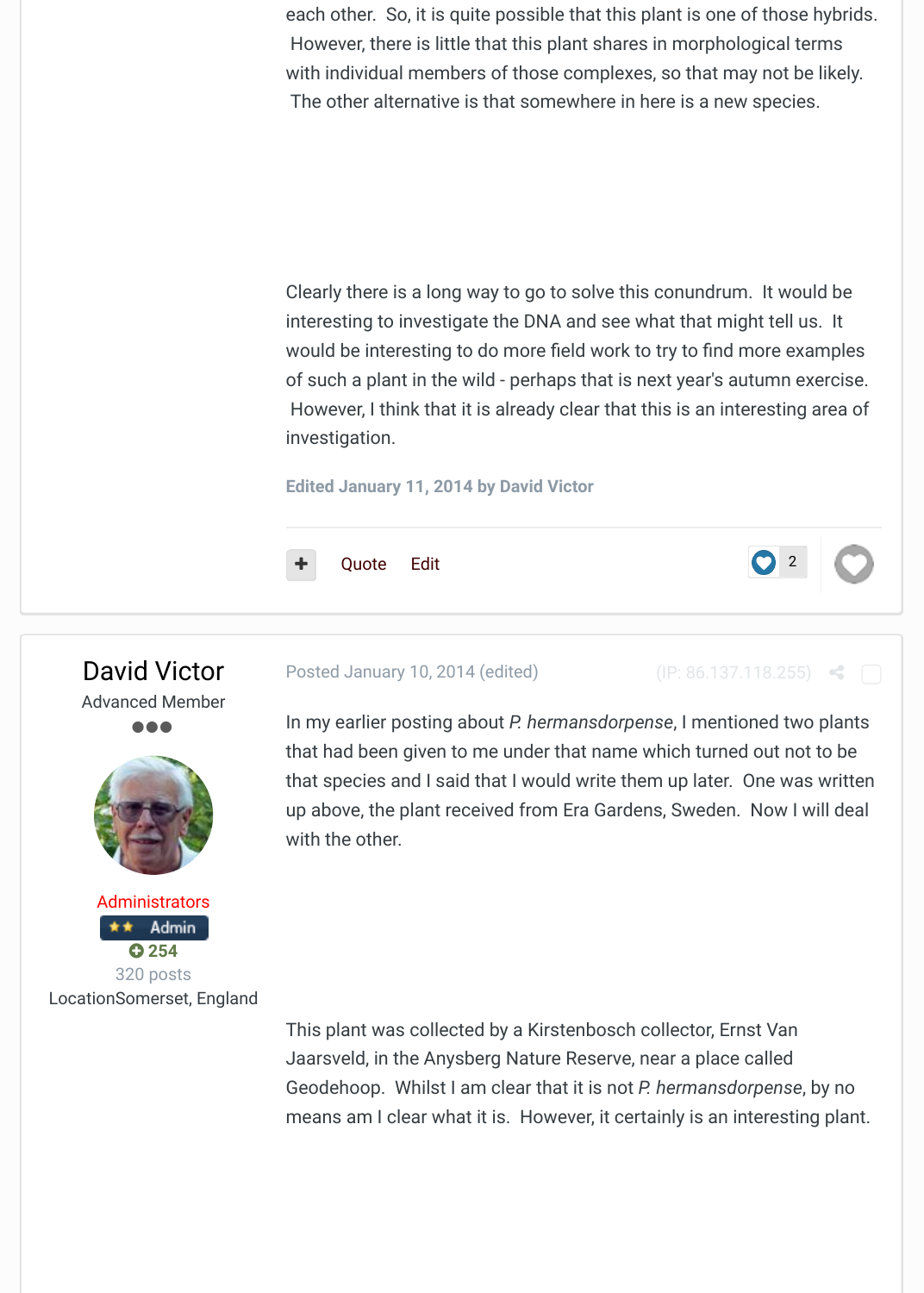each other. So, it is quite possible that this plant is one of those hybrids. However, there is little that this plant shares in morphological terms with individual members of those complexes, so that may not be likely. The other alternative is that somewhere in here is a new species.

Clearly there is a long way to go to solve this conundrum. It would be interesting to investigate the DNA and see what that might tell us. It would be interesting to do more field work to try to find more examples of such a plant in the wild - perhaps that is next year's autumn exercise. However, I think that it is already clear that this is an interesting area of investigation.

Edited January 11, 2014 by David Victor

Quote Edit 2

---

**David Victor**
Advanced Member

Administrators
Admin
254
320 posts
LocationSomerset, England

Posted January 10, 2014 (edited) (IP: 86.137.118.255)

In my earlier posting about *P. hermansdorpense*, I mentioned two plants that had been given to me under that name which turned out not to be that species and I said that I would write them up later. One was written up above, the plant received from Era Gardens, Sweden. Now I will deal with the other.

This plant was collected by a Kirstenbosch collector, Ernst Van Jaarsveld, in the Anysberg Nature Reserve, near a place called Geodehoop. Whilst I am clear that it is not *P. hermansdorpense*, by no means am I clear what it is. However, it certainly is an interesting plant.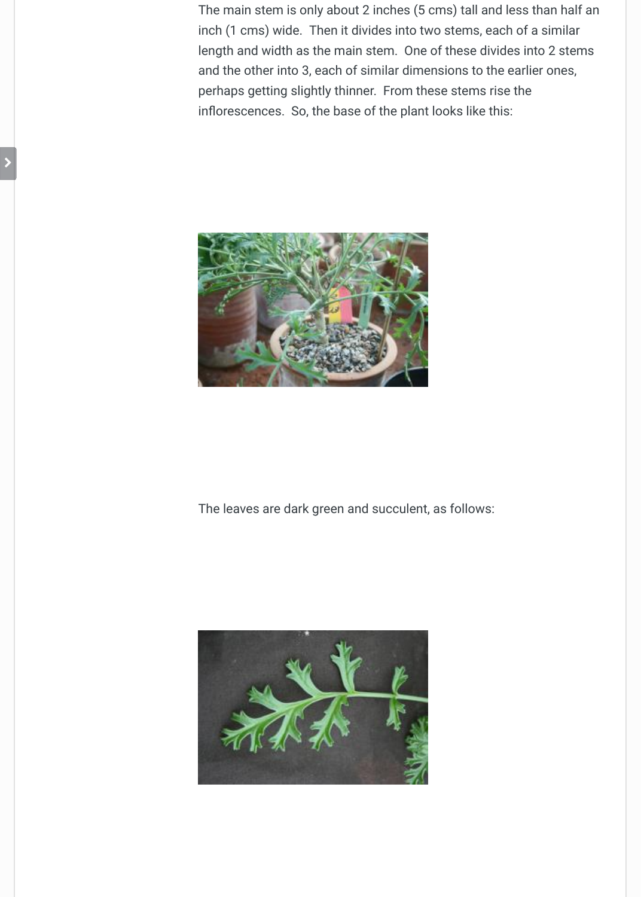The main stem is only about 2 inches (5 cms) tall and less than half an inch (1 cms) wide. Then it divides into two stems, each of a similar length and width as the main stem. One of these divides into 2 stems and the other into 3, each of similar dimensions to the earlier ones, perhaps getting slightly thinner. From these stems rise the inflorescences. So, the base of the plant looks like this:

The leaves are dark green and succulent, as follows: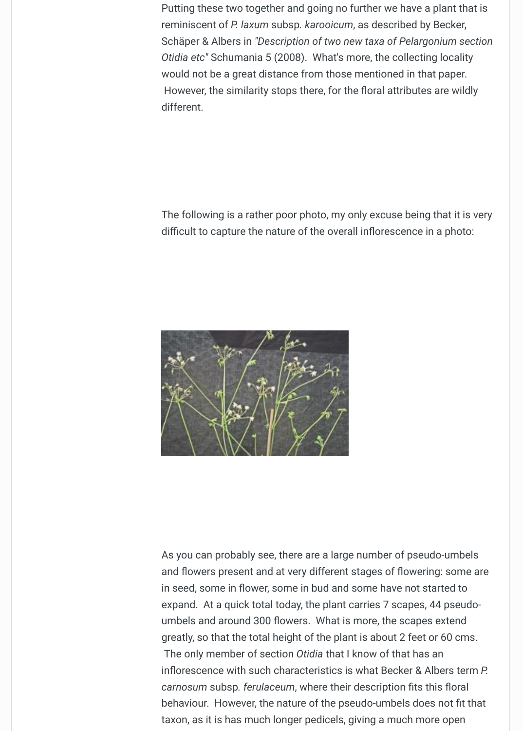Putting these two together and going no further we have a plant that is reminiscent of *P. laxum* subsp. *karooicum*, as described by Becker, Schäper & Albers in *"Description of two new taxa of Pelargonium section Otidia etc"* Schumania 5 (2008). What's more, the collecting locality would not be a great distance from those mentioned in that paper. However, the similarity stops there, for the floral attributes are wildly different.

The following is a rather poor photo, my only excuse being that it is very difficult to capture the nature of the overall inflorescence in a photo:

As you can probably see, there are a large number of pseudo-umbels and flowers present and at very different stages of flowering: some are in seed, some in flower, some in bud and some have not started to expand. At a quick total today, the plant carries 7 scapes, 44 pseudo-umbels and around 300 flowers. What is more, the scapes extend greatly, so that the total height of the plant is about 2 feet or 60 cms. The only member of section *Otidia* that I know of that has an inflorescence with such characteristics is what Becker & Albers term *P. carnosum* subsp. *ferulaceum*, where their description fits this floral behaviour. However, the nature of the pseudo-umbels does not fit that taxon, as it is has much longer pedicels, giving a much more open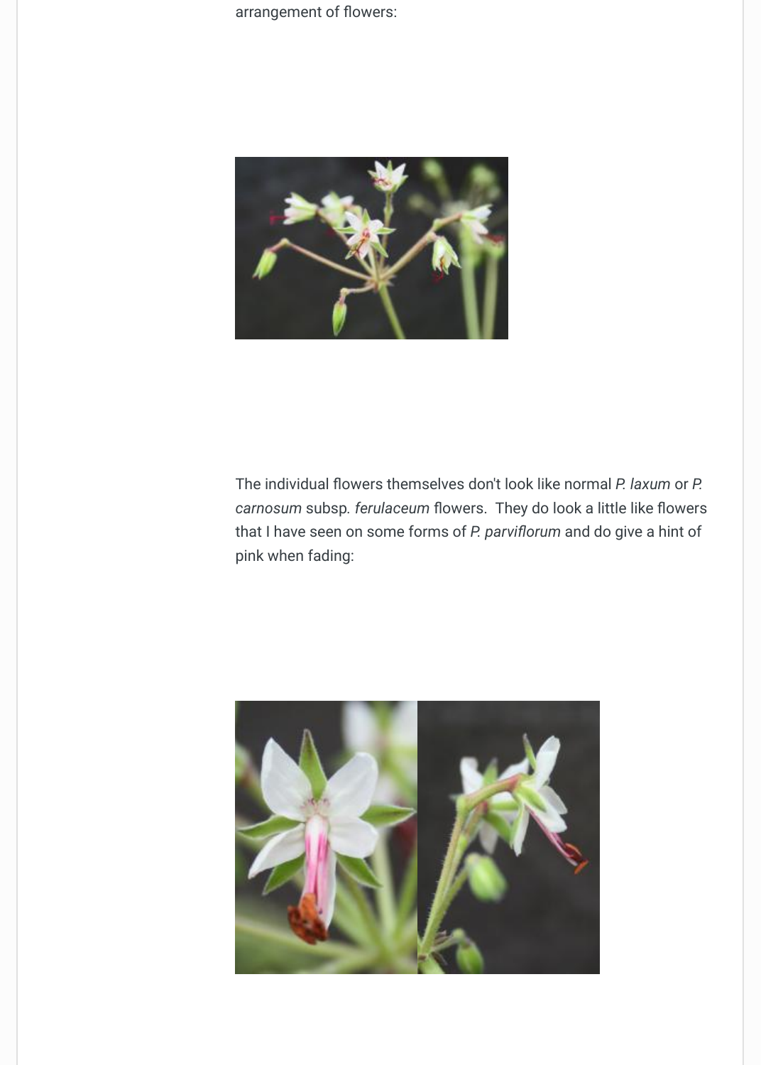arrangement of flowers:

The individual flowers themselves don't look like normal *P. laxum* or *P. carnosum* subsp. *ferulaceum* flowers. They do look a little like flowers that I have seen on some forms of *P. parviflorum* and do give a hint of pink when fading: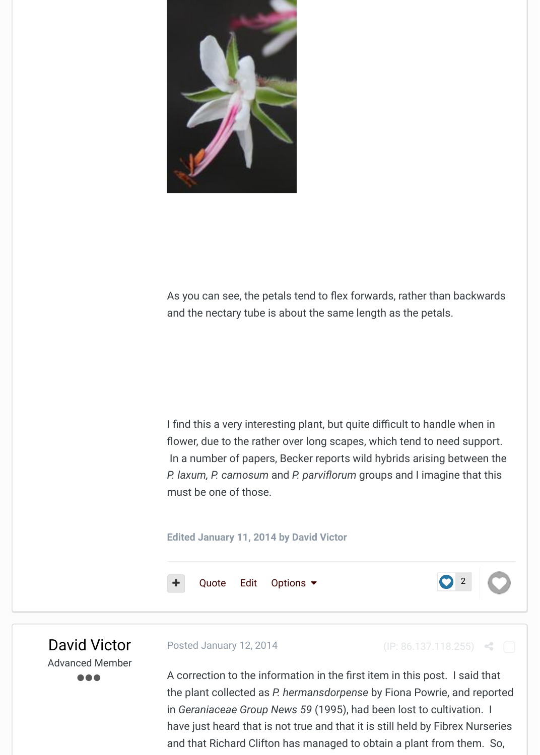As you can see, the petals tend to flex forwards, rather than backwards and the nectary tube is about the same length as the petals.

I find this a very interesting plant, but quite difficult to handle when in flower, due to the rather over long scapes, which tend to need support. In a number of papers, Becker reports wild hybrids arising between the *P. laxum, P. carnosum* and *P. parviflorum* groups and I imagine that this must be one of those.

**Edited January 11, 2014 by David Victor**

Quote Edit Options

2

David Victor

Advanced Member

Posted January 12, 2014

(IP: 86.137.118.255)

A correction to the information in the first item in this post. I said that the plant collected as *P. hermansdorpense* by Fiona Powrie, and reported in *Geraniaceae Group News 59* (1995), had been lost to cultivation. I have just heard that is not true and that it is still held by Fibrex Nurseries and that Richard Clifton has managed to obtain a plant from them. So,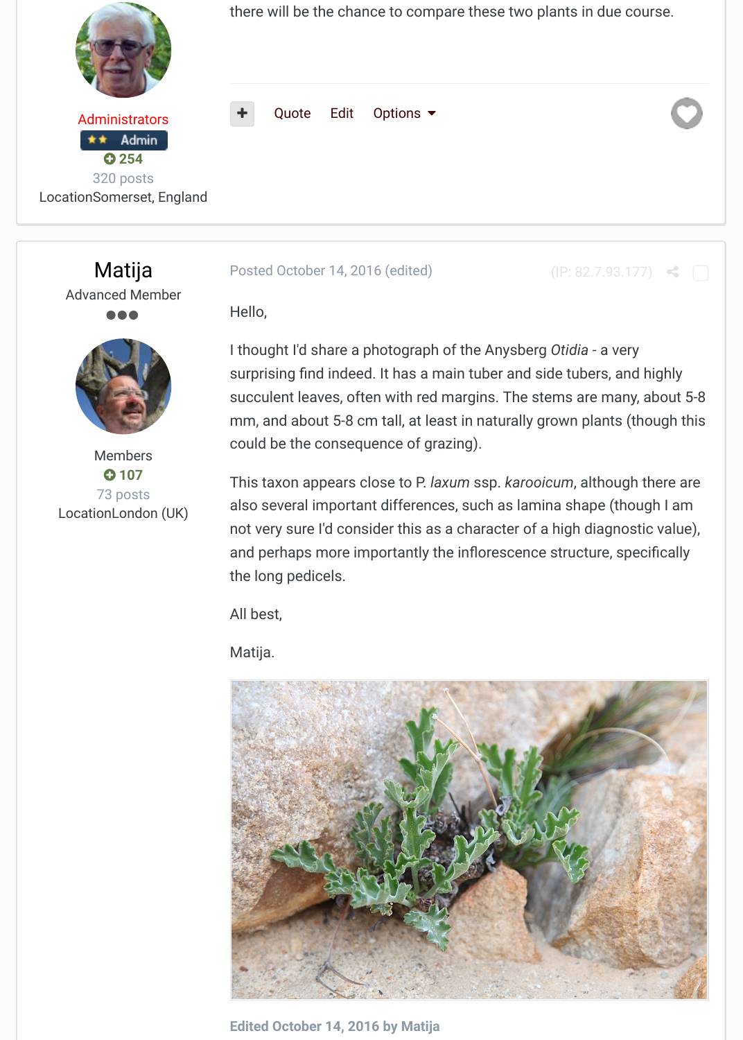there will be the chance to compare these two plants in due course.

Quote Edit Options

Administrators

Admin

254

320 posts

LocationSomerset, England

Matija

Advanced Member

Members

107

73 posts

LocationLondon (UK)

Posted October 14, 2016 (edited)

(IP: 82.7.93.177)

Hello,

I thought I'd share a photograph of the Anysberg *Otidia* - a very surprising find indeed. It has a main tuber and side tubers, and highly succulent leaves, often with red margins. The stems are many, about 5-8 mm, and about 5-8 cm tall, at least in naturally grown plants (though this could be the consequence of grazing).

This taxon appears close to P. *laxum* ssp. *karooicum*, although there are also several important differences, such as lamina shape (though I am not very sure I'd consider this as a character of a high diagnostic value), and perhaps more importantly the inflorescence structure, specifically the long pedicels.

All best,

Matija.

**Edited October 14, 2016 by Matija**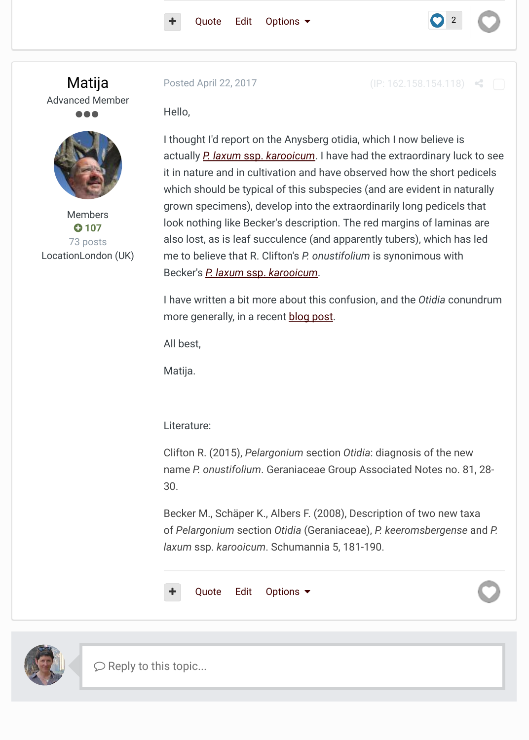**Matija**

Advanced Member

Members
107
73 posts
LocationLondon (UK)

Posted April 22, 2017

Hello,

I thought I'd report on the Anysberg otidia, which I now believe is actually *P. laxum ssp. karooicum*. I have had the extraordinary luck to see it in nature and in cultivation and have observed how the short pedicels which should be typical of this subspecies (and are evident in naturally grown specimens), develop into the extraordinarily long pedicels that look nothing like Becker's description. The red margins of laminas are also lost, as is leaf succulence (and apparently tubers), which has led me to believe that R. Clifton's *P. onustifolium* is synonimous with Becker's *P. laxum ssp. karooicum*.

I have written a bit more about this confusion, and the *Otidia* conundrum more generally, in a recent blog post.

All best,

Matija.

Literature:

Clifton R. (2015), *Pelargonium* section *Otidia*: diagnosis of the new name *P. onustifolium*. Geraniaceae Group Associated Notes no. 81, 28-30.

Becker M., Schäper K., Albers F. (2008), Description of two new taxa of *Pelargonium* section *Otidia* (Geraniaceae), *P. keeromsbergense* and *P. laxum* ssp. *karooicum*. Schumannia 5, 181-190.

Reply to this topic...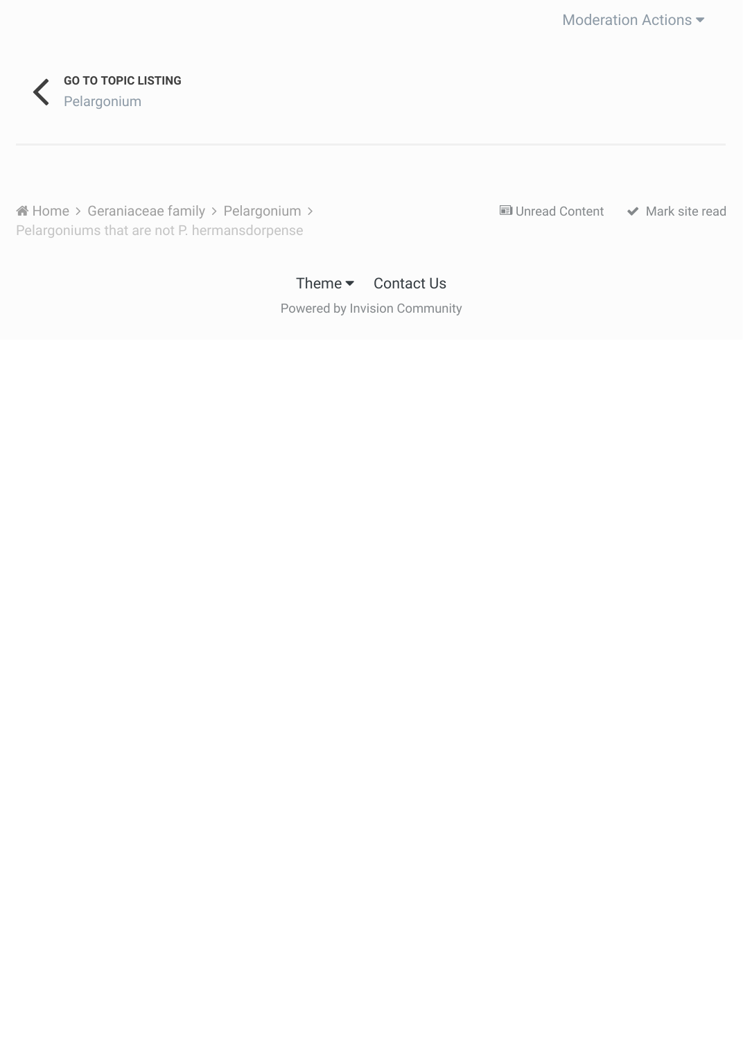Moderation Actions

GO TO TOPIC LISTING
Pelargonium

Home > Geraniaceae family > Pelargonium >
Pelargoniums that are not P. hermansdorpense

Unread Content

Mark site read

Theme

Contact Us

Powered by Invision Community